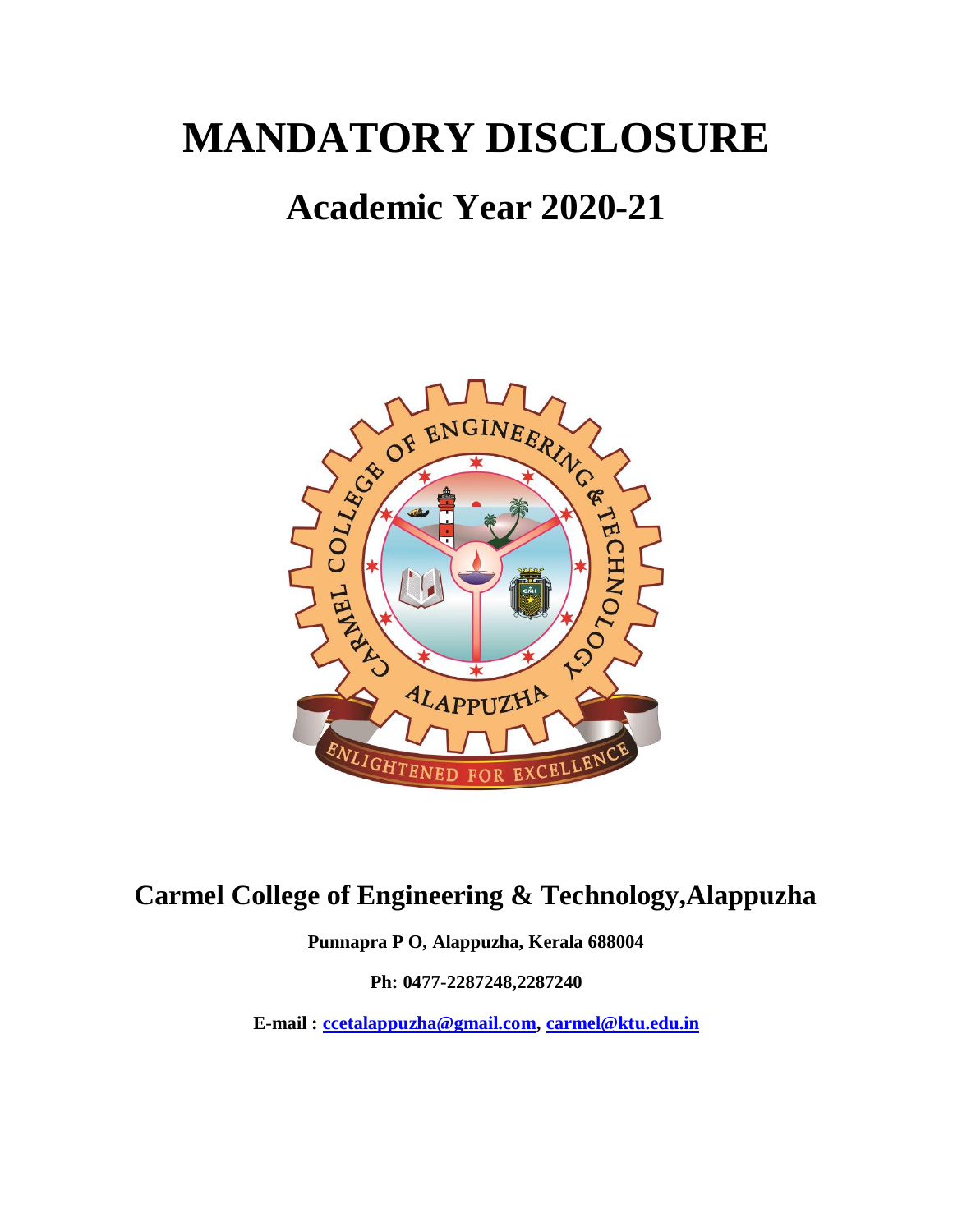# MANDATORY DISCLOSURE

## Academic Year 2020-21

## Carmel College of Engineering & Technology,Alappuzha

**Punnapra P O, Alappuzha, Kerala 688004**

**Ph: 0477-2287248,2287240**

**E-mail : ccetalappuzha@gmail.com, carmel@ktu.edu.in**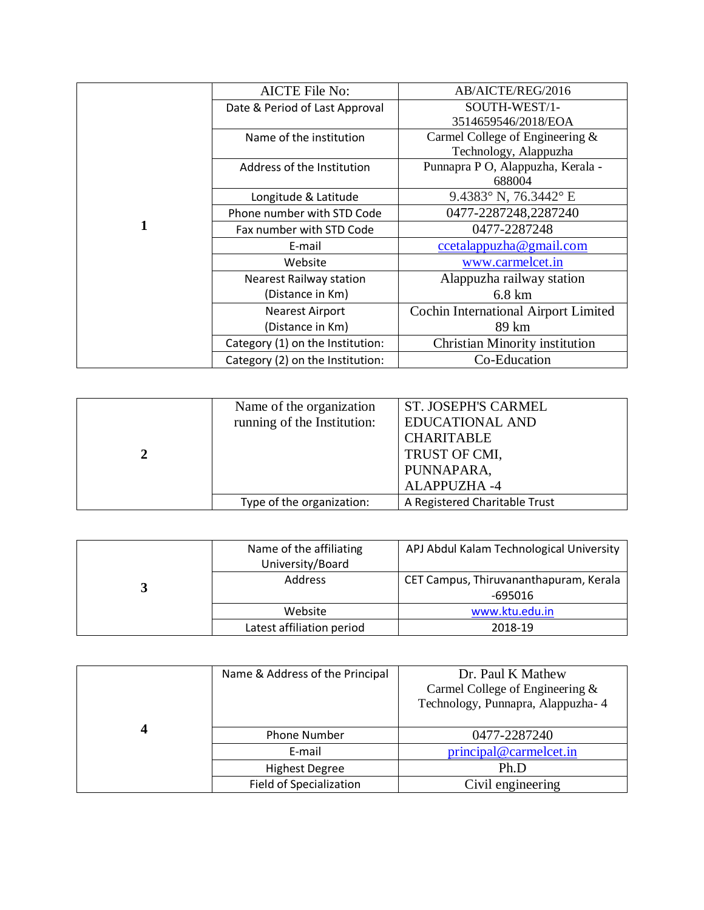| 1 | | |
|---|---|---|
| | AICTE File No: | AB/AICTE/REG/2016 |
| | Date & Period of Last Approval | SOUTH-WEST/1-3514659546/2018/EOA |
| | Name of the institution | Carmel College of Engineering & Technology, Alappuzha |
| | Address of the Institution | Punnapra P O, Alappuzha, Kerala - 688004 |
| | Longitude & Latitude | 9.4383° N, 76.3442° E |
| | Phone number with STD Code | 0477-2287248,2287240 |
| | Fax number with STD Code | 0477-2287248 |
| | E-mail | ccetalappuzha@gmail.com |
| | Website | www.carmelcet.in |
| | Nearest Railway station (Distance in Km) | Alappuzha railway station 6.8 km |
| | Nearest Airport (Distance in Km) | Cochin International Airport Limited 89 km |
| | Category (1) on the Institution: | Christian Minority institution |
| | Category (2) on the Institution: | Co-Education |

| 2 | | |
|---|---|---|
| | Name of the organization running of the Institution: | ST. JOSEPH'S CARMEL EDUCATIONAL AND CHARITABLE TRUST OF CMI, PUNNAPARA, ALAPPUZHA -4 |
| | Type of the organization: | A Registered Charitable Trust |

| 3 | | |
|---|---|---|
| | Name of the affiliating University/Board | APJ Abdul Kalam Technological University |
| | Address | CET Campus, Thiruvananthapuram, Kerala -695016 |
| | Website | www.ktu.edu.in |
| | Latest affiliation period | 2018-19 |

| 4 | | |
|---|---|---|
| | Name & Address of the Principal | Dr. Paul K Mathew Carmel College of Engineering & Technology, Punnapra, Alappuzha- 4 |
| | Phone Number | 0477-2287240 |
| | E-mail | principal@carmelcet.in |
| | Highest Degree | Ph.D |
| | Field of Specialization | Civil engineering |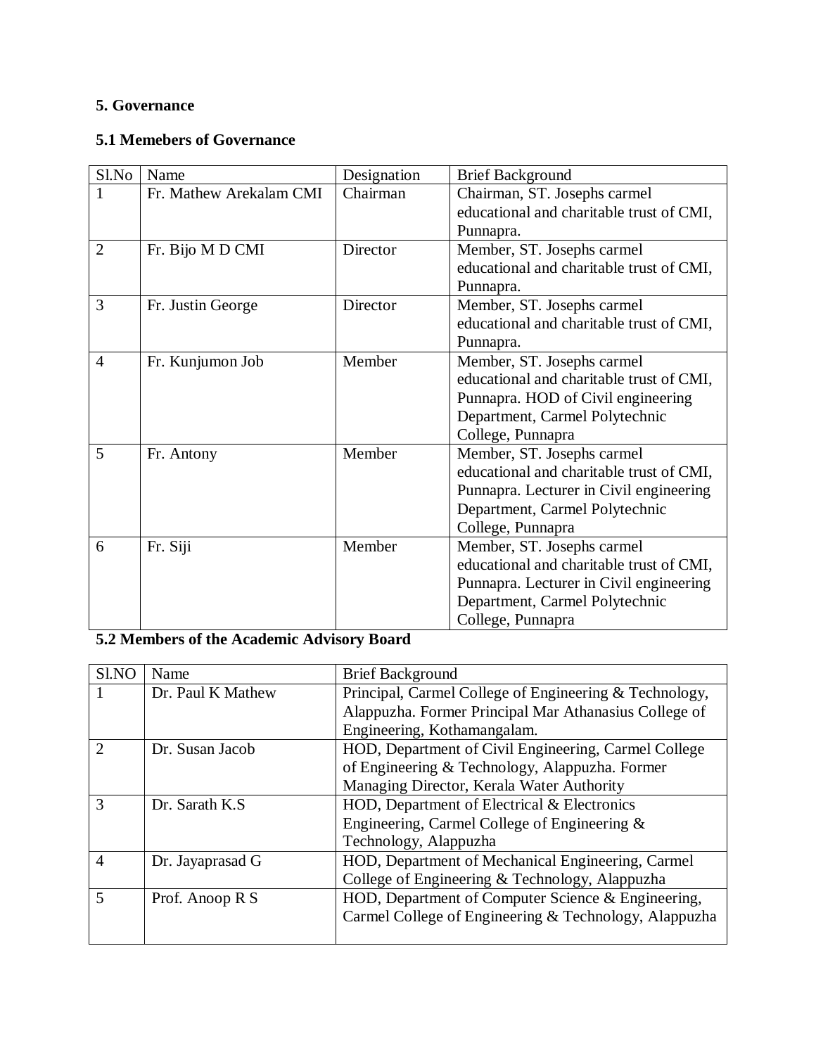## 5. Governance

### 5.1 Memebers of Governance

| Sl.No | Name | Designation | Brief Background |
|---|---|---|---|
| 1 | Fr. Mathew Arekalam CMI | Chairman | Chairman, ST. Josephs carmel educational and charitable trust of CMI, Punnapra. |
| 2 | Fr. Bijo M D CMI | Director | Member, ST. Josephs carmel educational and charitable trust of CMI, Punnapra. |
| 3 | Fr. Justin George | Director | Member, ST. Josephs carmel educational and charitable trust of CMI, Punnapra. |
| 4 | Fr. Kunjumon Job | Member | Member, ST. Josephs carmel educational and charitable trust of CMI, Punnapra. HOD of Civil engineering Department, Carmel Polytechnic College, Punnapra |
| 5 | Fr. Antony | Member | Member, ST. Josephs carmel educational and charitable trust of CMI, Punnapra. Lecturer in Civil engineering Department, Carmel Polytechnic College, Punnapra |
| 6 | Fr. Siji | Member | Member, ST. Josephs carmel educational and charitable trust of CMI, Punnapra. Lecturer in Civil engineering Department, Carmel Polytechnic College, Punnapra |

### 5.2 Members of the Academic Advisory Board

| Sl.NO | Name | Brief Background |
|---|---|---|
| 1 | Dr. Paul K Mathew | Principal, Carmel College of Engineering & Technology, Alappuzha. Former Principal Mar Athanasius College of Engineering, Kothamangalam. |
| 2 | Dr. Susan Jacob | HOD, Department of Civil Engineering, Carmel College of Engineering & Technology, Alappuzha. Former Managing Director, Kerala Water Authority |
| 3 | Dr. Sarath K.S | HOD, Department of Electrical & Electronics Engineering, Carmel College of Engineering & Technology, Alappuzha |
| 4 | Dr. Jayaprasad G | HOD, Department of Mechanical Engineering, Carmel College of Engineering & Technology, Alappuzha |
| 5 | Prof. Anoop R S | HOD, Department of Computer Science & Engineering, Carmel College of Engineering & Technology, Alappuzha |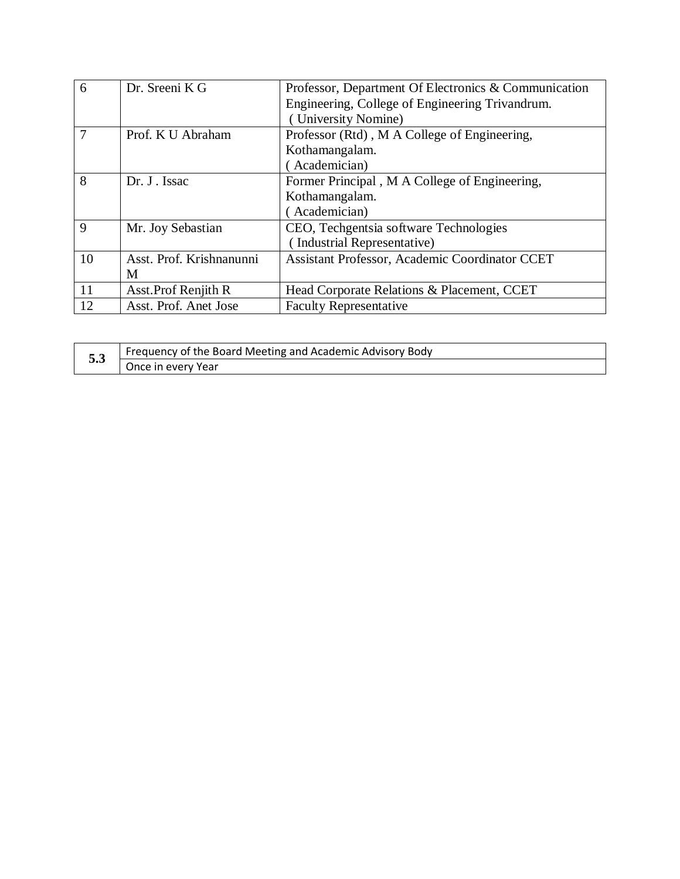| | | |
|---|---|---|
| 6 | Dr. Sreeni K G | Professor, Department Of Electronics & Communication Engineering, College of Engineering Trivandrum. ( University Nomine) |
| 7 | Prof. K U Abraham | Professor (Rtd) , M A College of Engineering, Kothamangalam. ( Academician) |
| 8 | Dr. J . Issac | Former Principal , M A College of Engineering, Kothamangalam. ( Academician) |
| 9 | Mr. Joy Sebastian | CEO, Techgentsia software Technologies ( Industrial Representative) |
| 10 | Asst. Prof. Krishnanunni M | Assistant Professor, Academic Coordinator CCET |
| 11 | Asst.Prof Renjith R | Head Corporate Relations & Placement, CCET |
| 12 | Asst. Prof. Anet Jose | Faculty Representative |

| | |
|---|---|
| **5.3** | Frequency of the Board Meeting and Academic Advisory Body |
| | Once in every Year |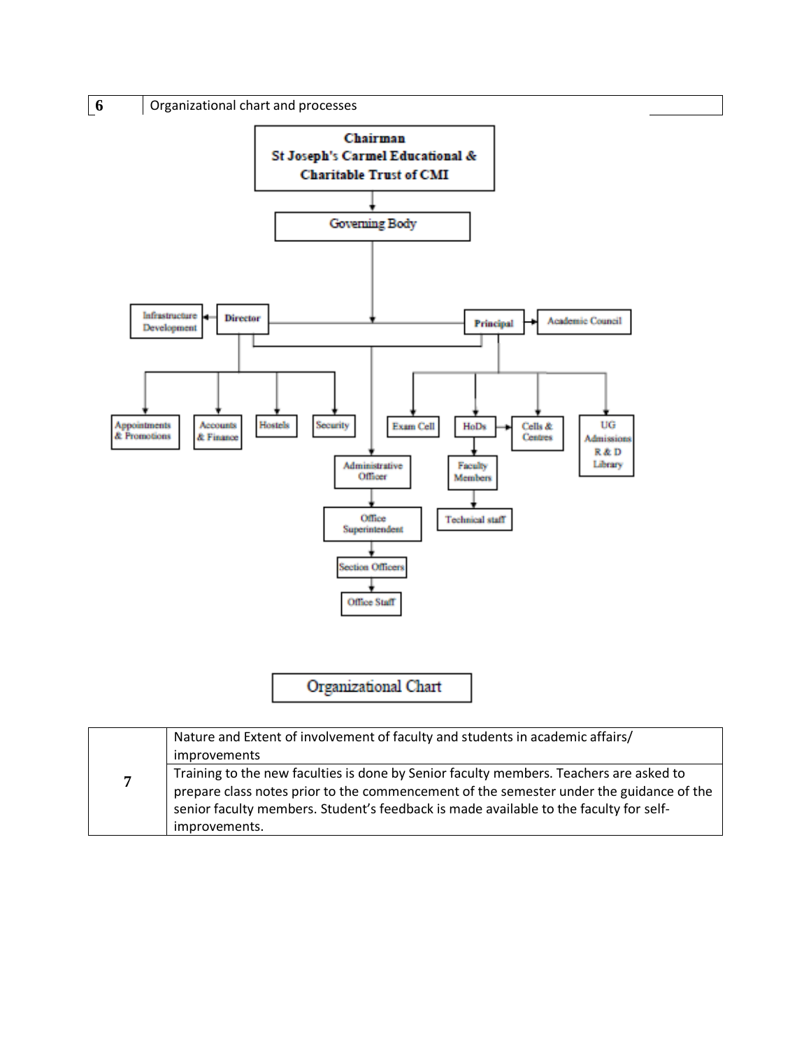| 6 | Organizational chart and processes |
|---|---|

Chairman
St Joseph's Carmel Educational & Charitable Trust of CMI

Governing Body

Director | Infrastructure Development

Principal | Academic Council

Appointments & Promotions | Accounts & Finance | Hostels | Security

Exam Cell | HoDs | Cells & Centres | UG Admissions R & D Library

Faculty Members

Technical staff

Administrative Officer

Office Superintendent

Section Officers

Office Staff

Organizational Chart

| 7 | Nature and Extent of involvement of faculty and students in academic affairs/ improvements |
|---|---|
| | Training to the new faculties is done by Senior faculty members. Teachers are asked to prepare class notes prior to the commencement of the semester under the guidance of the senior faculty members. Student's feedback is made available to the faculty for self-improvements. |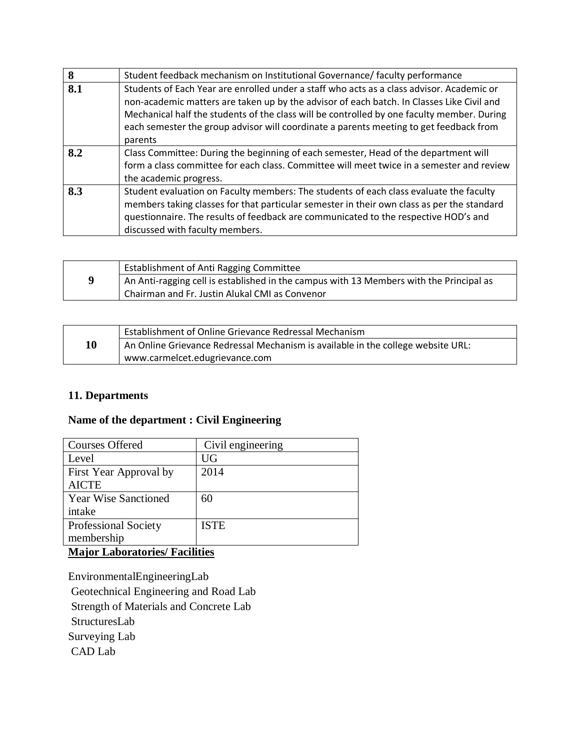| 8 | Student feedback mechanism on Institutional Governance/ faculty performance |
|---|---|
| 8.1 | Students of Each Year are enrolled under a staff who acts as a class advisor. Academic or non-academic matters are taken up by the advisor of each batch. In Classes Like Civil and Mechanical half the students of the class will be controlled by one faculty member. During each semester the group advisor will coordinate a parents meeting to get feedback from parents |
| 8.2 | Class Committee: During the beginning of each semester, Head of the department will form a class committee for each class. Committee will meet twice in a semester and review the academic progress. |
| 8.3 | Student evaluation on Faculty members: The students of each class evaluate the faculty members taking classes for that particular semester in their own class as per the standard questionnaire. The results of feedback are communicated to the respective HOD's and discussed with faculty members. |

| 9 | Establishment of Anti Ragging Committee |
|---|---|
| | An Anti-ragging cell is established in the campus with 13 Members with the Principal as Chairman and Fr. Justin Alukal CMI as Convenor |

| 10 | Establishment of Online Grievance Redressal Mechanism |
|---|---|
| | An Online Grievance Redressal Mechanism is available in the college website URL: www.carmelcet.edugrievance.com |

### 11. Departments

### Name of the department : Civil Engineering

| Courses Offered | Civil engineering |
|---|---|
| Level | UG |
| First Year Approval by AICTE | 2014 |
| Year Wise Sanctioned intake | 60 |
| Professional Society membership | ISTE |

**Major Laboratories/ Facilities**

EnvironmentalEngineeringLab
Geotechnical Engineering and Road Lab
Strength of Materials and Concrete Lab
StructuresLab
Surveying Lab
CAD Lab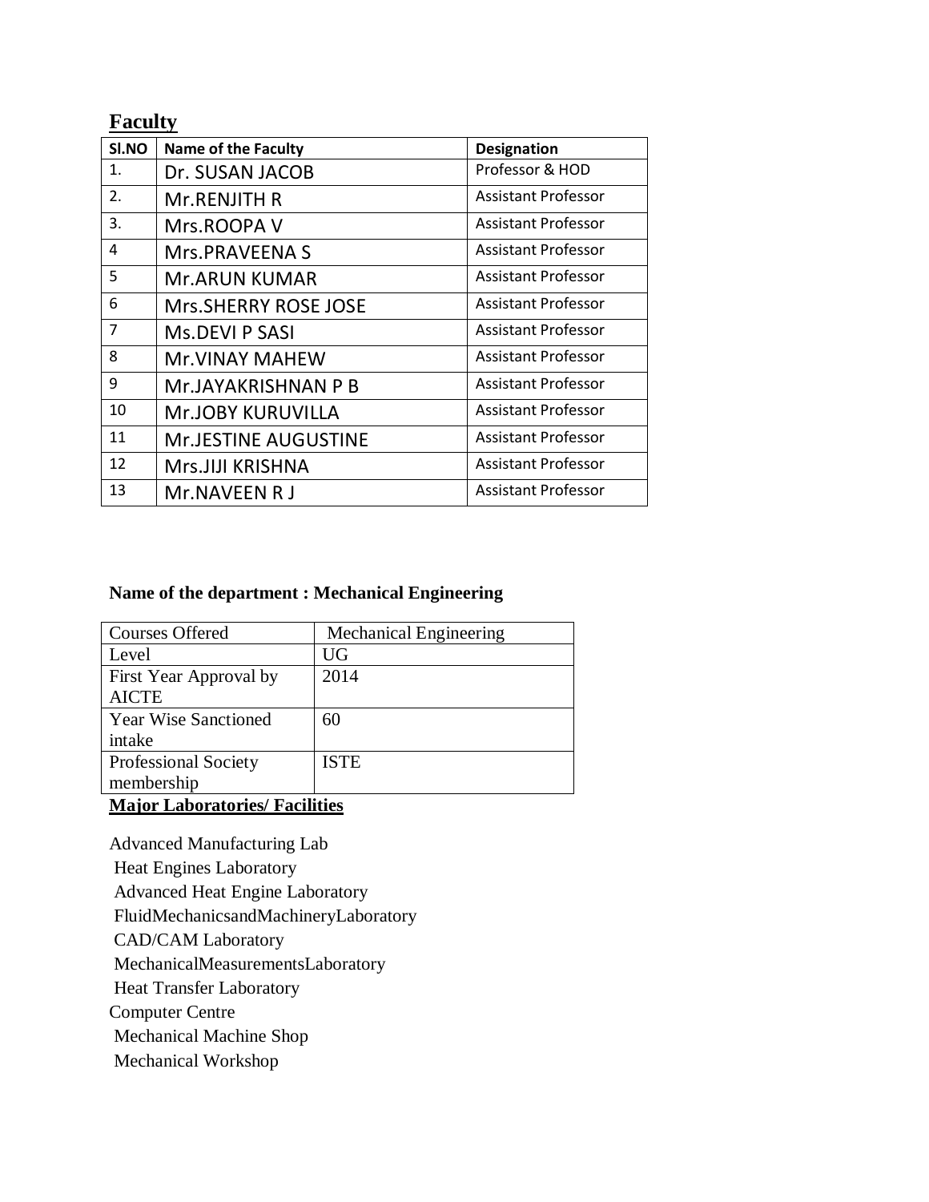## Faculty

| Sl.NO | Name of the Faculty | Designation |
|---|---|---|
| 1. | Dr. SUSAN JACOB | Professor & HOD |
| 2. | Mr.RENJITH R | Assistant Professor |
| 3. | Mrs.ROOPA V | Assistant Professor |
| 4 | Mrs.PRAVEENA S | Assistant Professor |
| 5 | Mr.ARUN KUMAR | Assistant Professor |
| 6 | Mrs.SHERRY ROSE JOSE | Assistant Professor |
| 7 | Ms.DEVI P SASI | Assistant Professor |
| 8 | Mr.VINAY MAHEW | Assistant Professor |
| 9 | Mr.JAYAKRISHNAN P B | Assistant Professor |
| 10 | Mr.JOBY KURUVILLA | Assistant Professor |
| 11 | Mr.JESTINE AUGUSTINE | Assistant Professor |
| 12 | Mrs.JIJI KRISHNA | Assistant Professor |
| 13 | Mr.NAVEEN R J | Assistant Professor |

**Name of the department : Mechanical Engineering**

| Courses Offered | Mechanical Engineering |
|---|---|
| Level | UG |
| First Year Approval by AICTE | 2014 |
| Year Wise Sanctioned intake | 60 |
| Professional Society membership | ISTE |

**Major Laboratories/ Facilities**

Advanced Manufacturing Lab
Heat Engines Laboratory
Advanced Heat Engine Laboratory
FluidMechanicsandMachineryLaboratory
CAD/CAM Laboratory
MechanicalMeasurementsLaboratory
Heat Transfer Laboratory
Computer Centre
Mechanical Machine Shop
Mechanical Workshop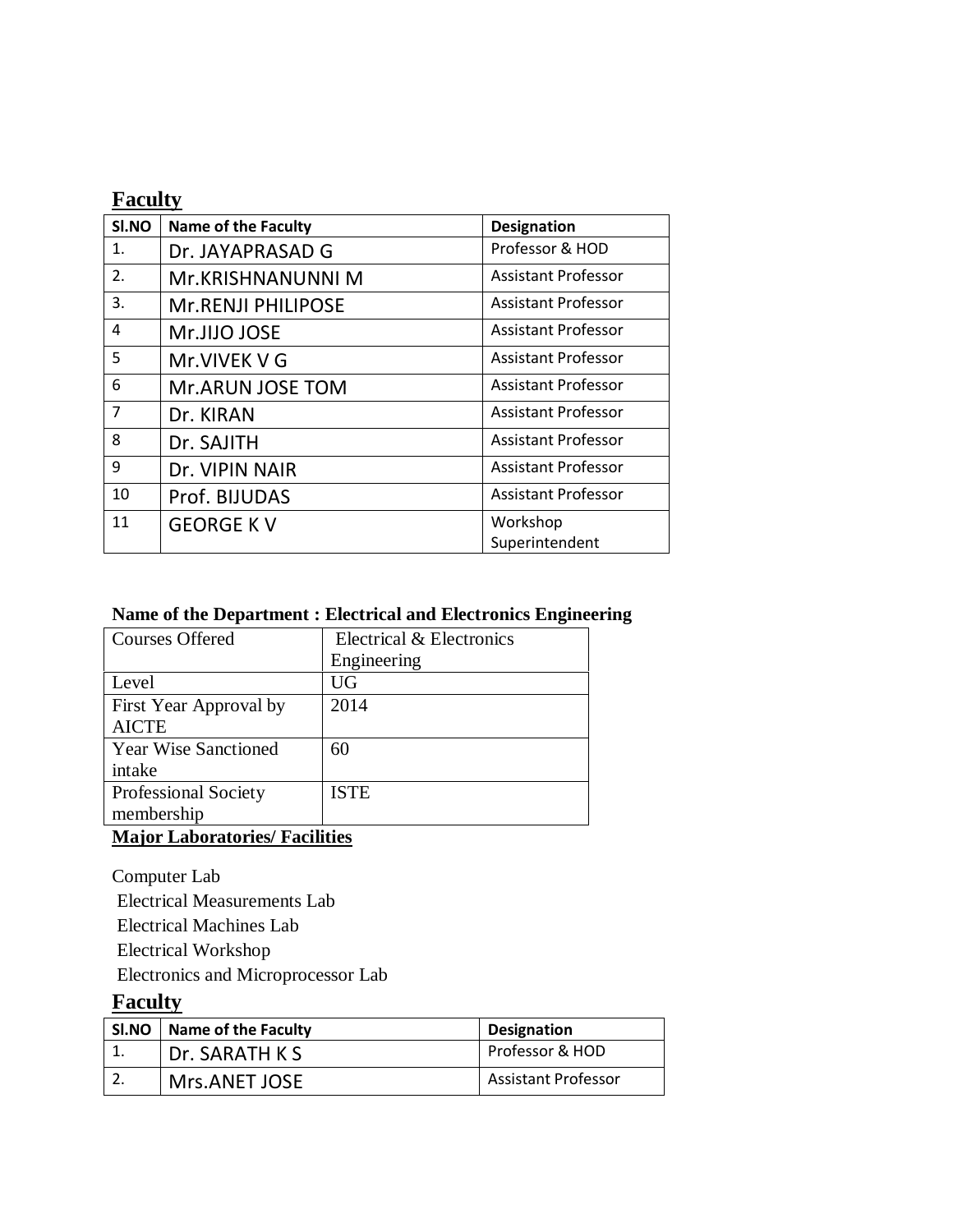## Faculty

| Sl.NO | Name of the Faculty | Designation |
|---|---|---|
| 1. | Dr. JAYAPRASAD G | Professor & HOD |
| 2. | Mr.KRISHNANUNNI M | Assistant Professor |
| 3. | Mr.RENJI PHILIPOSE | Assistant Professor |
| 4 | Mr.JIJO JOSE | Assistant Professor |
| 5 | Mr.VIVEK V G | Assistant Professor |
| 6 | Mr.ARUN JOSE TOM | Assistant Professor |
| 7 | Dr. KIRAN | Assistant Professor |
| 8 | Dr. SAJITH | Assistant Professor |
| 9 | Dr. VIPIN NAIR | Assistant Professor |
| 10 | Prof. BIJUDAS | Assistant Professor |
| 11 | GEORGE K V | Workshop Superintendent |

**Name of the Department : Electrical and Electronics Engineering**

| Courses Offered | Electrical & Electronics Engineering |
|---|---|
| Level | UG |
| First Year Approval by AICTE | 2014 |
| Year Wise Sanctioned intake | 60 |
| Professional Society membership | ISTE |

**Major Laboratories/ Facilities**

Computer Lab
Electrical Measurements Lab
Electrical Machines Lab
Electrical Workshop
Electronics and Microprocessor Lab

## Faculty

| Sl.NO | Name of the Faculty | Designation |
|---|---|---|
| 1. | Dr. SARATH K S | Professor & HOD |
| 2. | Mrs.ANET JOSE | Assistant Professor |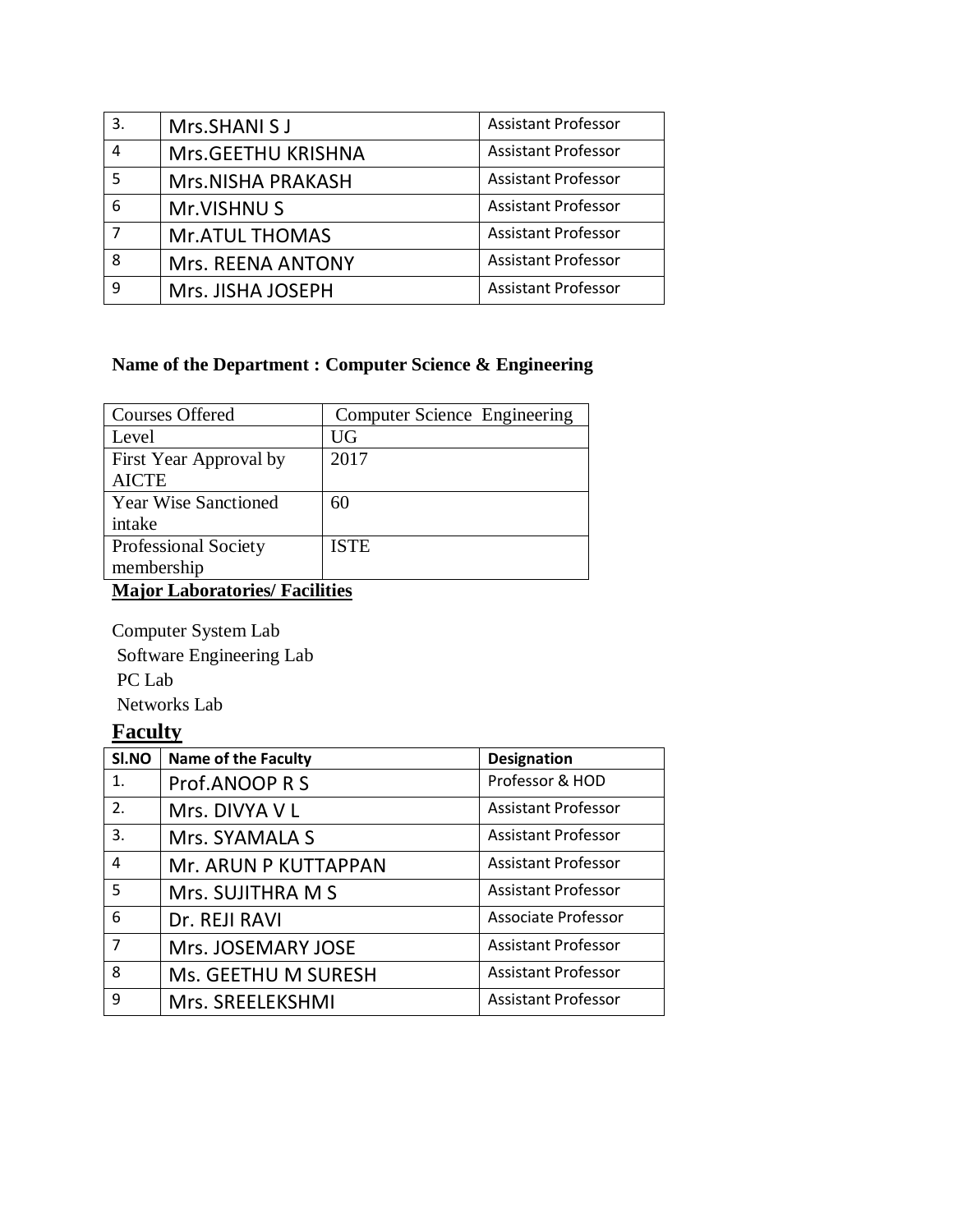| 3. | Mrs.SHANI S J | Assistant Professor |
|---|---|---|
| 4 | Mrs.GEETHU KRISHNA | Assistant Professor |
| 5 | Mrs.NISHA PRAKASH | Assistant Professor |
| 6 | Mr.VISHNU S | Assistant Professor |
| 7 | Mr.ATUL THOMAS | Assistant Professor |
| 8 | Mrs. REENA ANTONY | Assistant Professor |
| 9 | Mrs. JISHA JOSEPH | Assistant Professor |

**Name of the Department : Computer Science & Engineering**

| Courses Offered | Computer Science Engineering |
|---|---|
| Level | UG |
| First Year Approval by AICTE | 2017 |
| Year Wise Sanctioned intake | 60 |
| Professional Society membership | ISTE |

**Major Laboratories/ Facilities**

Computer System Lab
Software Engineering Lab
PC Lab
Networks Lab

## Faculty

| Sl.NO | Name of the Faculty | Designation |
|---|---|---|
| 1. | Prof.ANOOP R S | Professor & HOD |
| 2. | Mrs. DIVYA V L | Assistant Professor |
| 3. | Mrs. SYAMALA S | Assistant Professor |
| 4 | Mr. ARUN P KUTTAPPAN | Assistant Professor |
| 5 | Mrs. SUJITHRA M S | Assistant Professor |
| 6 | Dr. REJI RAVI | Associate Professor |
| 7 | Mrs. JOSEMARY JOSE | Assistant Professor |
| 8 | Ms. GEETHU M SURESH | Assistant Professor |
| 9 | Mrs. SREELEKSHMI | Assistant Professor |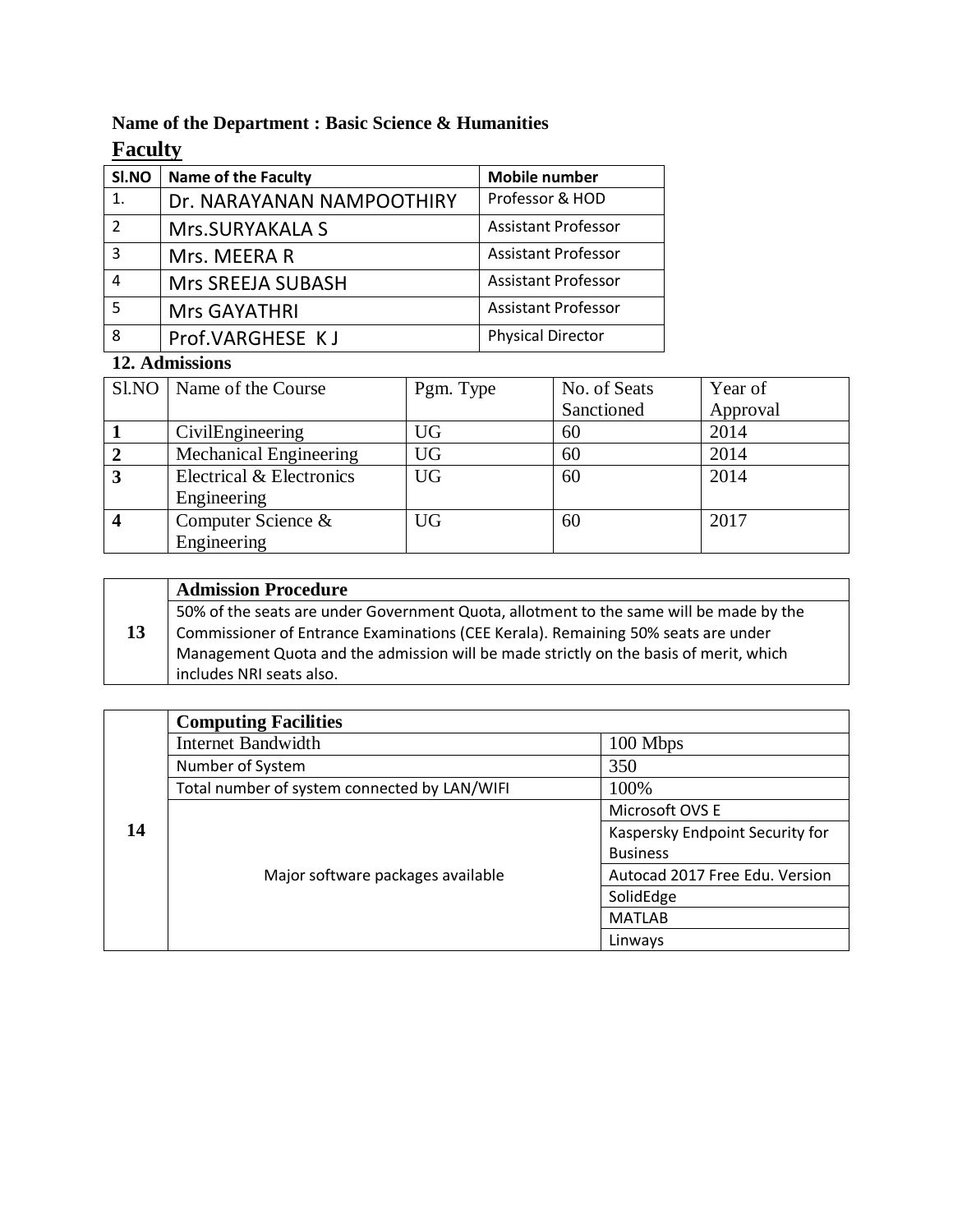**Name of the Department : Basic Science & Humanities**

## Faculty

| Sl.NO | Name of the Faculty | Mobile number |
|---|---|---|
| 1. | Dr. NARAYANAN NAMPOOTHIRY | Professor & HOD |
| 2 | Mrs.SURYAKALA S | Assistant Professor |
| 3 | Mrs. MEERA R | Assistant Professor |
| 4 | Mrs SREEJA SUBASH | Assistant Professor |
| 5 | Mrs GAYATHRI | Assistant Professor |
| 8 | Prof.VARGHESE K J | Physical Director |

**12. Admissions**

| Sl.NO | Name of the Course | Pgm. Type | No. of Seats Sanctioned | Year of Approval |
|---|---|---|---|---|
| **1** | CivilEngineering | UG | 60 | 2014 |
| **2** | Mechanical Engineering | UG | 60 | 2014 |
| **3** | Electrical & Electronics Engineering | UG | 60 | 2014 |
| **4** | Computer Science & Engineering | UG | 60 | 2017 |

| | |
|---|---|
| **13** | **Admission Procedure**<br>50% of the seats are under Government Quota, allotment to the same will be made by the Commissioner of Entrance Examinations (CEE Kerala). Remaining 50% seats are under Management Quota and the admission will be made strictly on the basis of merit, which includes NRI seats also. |

| | | |
|---|---|---|
| **14** | **Computing Facilities** | |
| | Internet Bandwidth | 100 Mbps |
| | Number of System | 350 |
| | Total number of system connected by LAN/WIFI | 100% |
| | Major software packages available | Microsoft OVS E |
| | | Kaspersky Endpoint Security for Business |
| | | Autocad 2017 Free Edu. Version |
| | | SolidEdge |
| | | MATLAB |
| | | Linways |